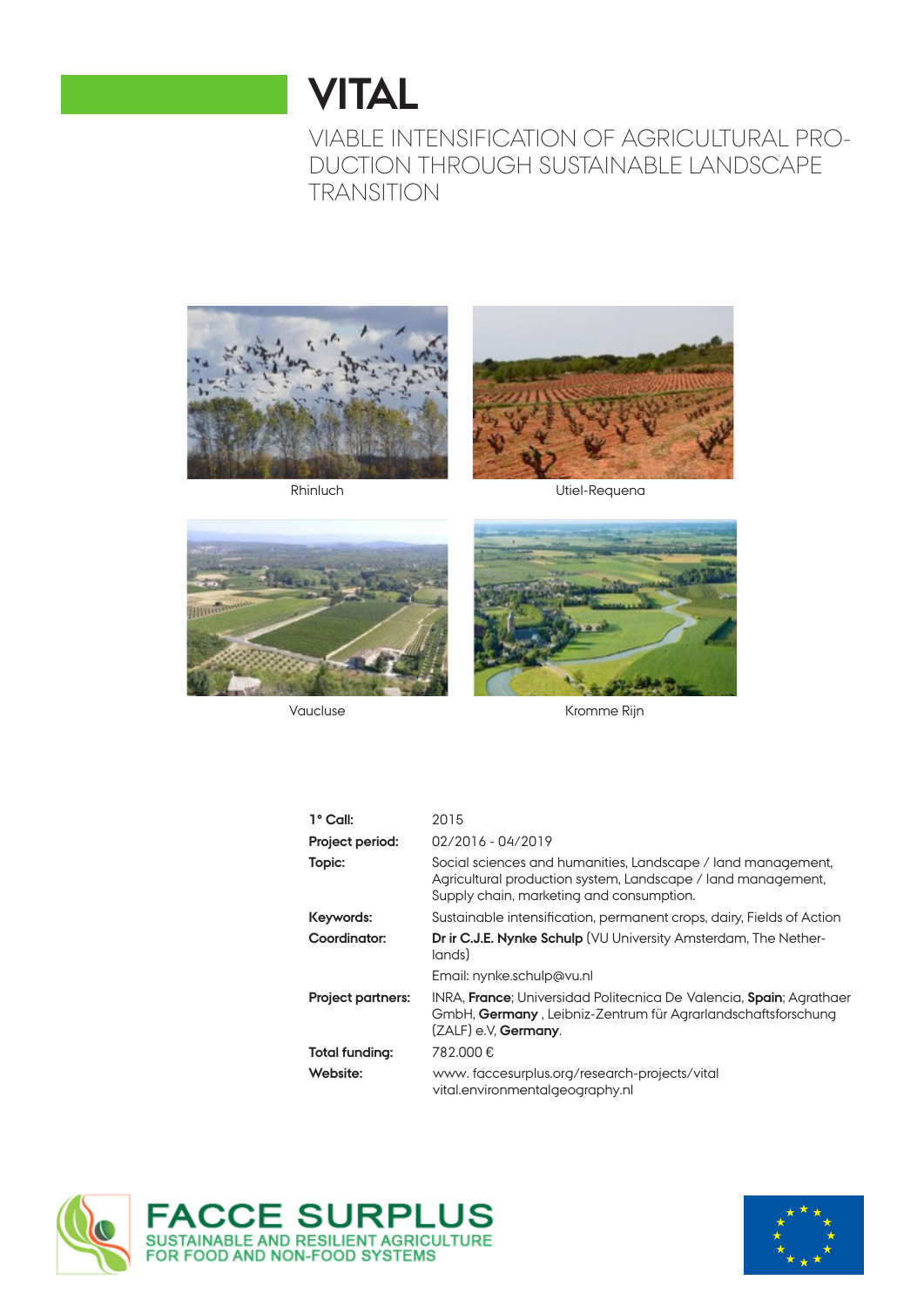# VITAL

## VIABLE INTENSIFICATION OF AGRICULTURAL PRODUCTION THROUGH SUSTAINABLE LANDSCAPE TRANSITION

Rhinluch

Utiel-Requena

Vaucluse

Kromme Rijn

| | |
|---|---|
| **1° Call:** | 2015 |
| **Project period:** | 02/2016 - 04/2019 |
| **Topic:** | Social sciences and humanities, Landscape / land management, Agricultural production system, Landscape / land management, Supply chain, marketing and consumption. |
| **Keywords:** | Sustainable intensification, permanent crops, dairy, Fields of Action |
| **Coordinator:** | **Dr ir C.J.E. Nynke Schulp** (VU University Amsterdam, The Netherlands)<br>Email: nynke.schulp@vu.nl |
| **Project partners:** | INRA, **France**; Universidad Politecnica De Valencia, **Spain**; Agrathaer GmbH, **Germany** , Leibniz-Zentrum für Agrarlandschaftsforschung (ZALF) e.V, **Germany**. |
| **Total funding:** | 782.000 € |
| **Website:** | www. faccesurplus.org/research-projects/vital<br>vital.environmentalgeography.nl |

FACCE SURPLUS
SUSTAINABLE AND RESILIENT AGRICULTURE FOR FOOD AND NON-FOOD SYSTEMS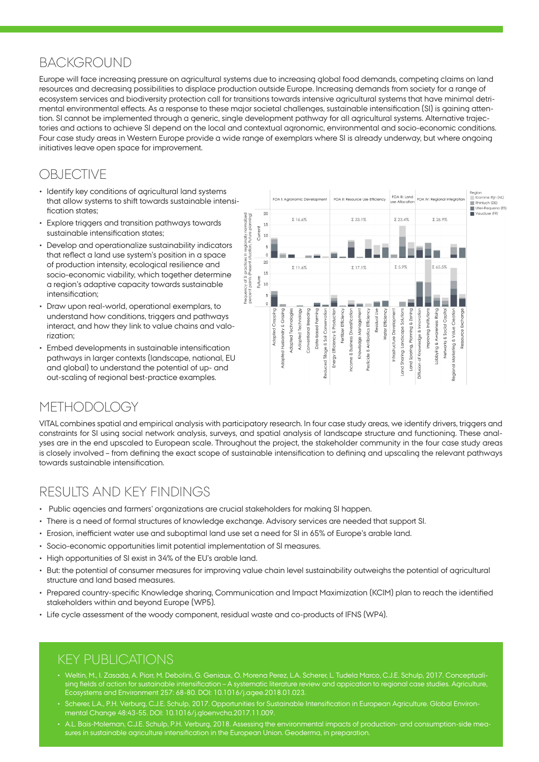## BACKGROUND

Europe will face increasing pressure on agricultural systems due to increasing global food demands, competing claims on land resources and decreasing possibilities to displace production outside Europe. Increasing demands from society for a range of ecosystem services and biodiversity protection call for transitions towards intensive agricultural systems that have minimal detrimental environmental effects. As a response to these major societal challenges, sustainable intensification (SI) is gaining attention. SI cannot be implemented through a generic, single development pathway for all agricultural systems. Alternative trajectories and actions to achieve SI depend on the local and contextual agronomic, environmental and socio-economic conditions. Four case study areas in Western Europe provide a wide range of exemplars where SI is already underway, but where ongoing initiatives leave open space for improvement.

## OBJECTIVE

- Identify key conditions of agricultural land systems that allow systems to shift towards sustainable intensification states;
- Explore triggers and transition pathways towards sustainable intensification states;
- Develop and operationalize sustainability indicators that reflect a land use system's position in a space of production intensity, ecological resilience and socio-economic viability, which together determine a region's adaptive capacity towards sustainable intensification;
- Draw upon real-world, operational exemplars, to understand how conditions, triggers and pathways interact, and how they link to value chains and valorization;
- Embed developments in sustainable intensification pathways in larger contexts (landscape, national, EU and global) to understand the potential of up- and out-scaling of regional best-practice examples.

FOA I: Agronomic Development
FOA II: Resource Use Efficiency
FOA III: Land use Allocation
FOA IV: Regional Integration

Region
Kromme Rijn (NL)
Rhinluch (DE)
Utiel-Requena (ES)
Vaucluse (FR)

Frequency of SI practices in regionally normalized percent points (Present situation, Future planning)

Current
Σ 16.6%
Σ 33.1%
Σ 23.4%
Σ 26.9%

Future
Σ 11.6%
Σ 17.1%
Σ 5.9%
Σ 65.5%

20
15
10
5
0

Adapted Cropping
Adapted Husbandry & Grazing
Adapted Technologies
Adapted Technology
Conventional Breeding
Data-based Farming
Reduced Tillage & Soil Conservation
Energy Efficiency & Production
Fertilizer Efficiency
Income & Business Diversification
Knowledge Management
Pesticide & Antibiotics Efficiency
Residual Use
Water Efficiency
Infrastructure Development
Land Sharing: Landscape Solutions
Land Sparing, Planning & Zoning
Diffusion of Knowledge & Innovation
Improving Institutions
Lobbying & Awareness Rising
Networks & Social Capital
Regional Marketing & Value Creation
Ressource Exchange

## METHODOLOGY

VITAL combines spatial and empirical analysis with participatory research. In four case study areas, we identify drivers, triggers and constraints for SI using social network analysis, surveys, and spatial analysis of landscape structure and functioning. These analyses are in the end upscaled to European scale. Throughout the project, the stakeholder community in the four case study areas is closely involved – from defining the exact scope of sustainable intensification to defining and upscaling the relevant pathways towards sustainable intensification.

## RESULTS AND KEY FINDINGS

- Public agencies and farmers' organizations are crucial stakeholders for making SI happen.
- There is a need of formal structures of knowledge exchange. Advisory services are needed that support SI.
- Erosion, inefficient water use and suboptimal land use set a need for SI in 65% of Europe's arable land.
- Socio-economic opportunities limit potential implementation of SI measures.
- High opportunities of SI exist in 34% of the EU's arable land.
- But: the potential of consumer measures for improving value chain level sustainability outweighs the potential of agricultural structure and land based measures.
- Prepared country-specific Knowledge sharing, Communication and Impact Maximization (KCIM) plan to reach the identified stakeholders within and beyond Europe (WP5).
- Life cycle assessment of the woody component, residual waste and co-products of IFNS (WP4).

## KEY PUBLICATIONS

- Weltin, M., I. Zasada, A. Piorr, M. Debolini, G. Geniaux, O. Morena Perez, L.A. Scherer, L. Tudela Marco, C.J.E. Schulp, 2017. Conceptualising fields of action for sustainable intensification – A systematic literature review and appication to regional case studies. Agriculture, Ecosystems and Environment 257: 68-80. DOI: 10.1016/j.agee.2018.01.023.
- Scherer, L.A., P.H. Verburg, C.J.E. Schulp, 2017. Opportunities for Sustainable Intensification in European Agriculture. Global Environmental Change 48:43-55. DOI: 10.1016/j.gloenvcha.2017.11.009.
- A.L. Bais-Moleman, C.J.E. Schulp, P.H. Verburg, 2018. Assessing the environmental impacts of production- and consumption-side measures in sustainable agriculture intensification in the European Union. Geoderma, in preparation.